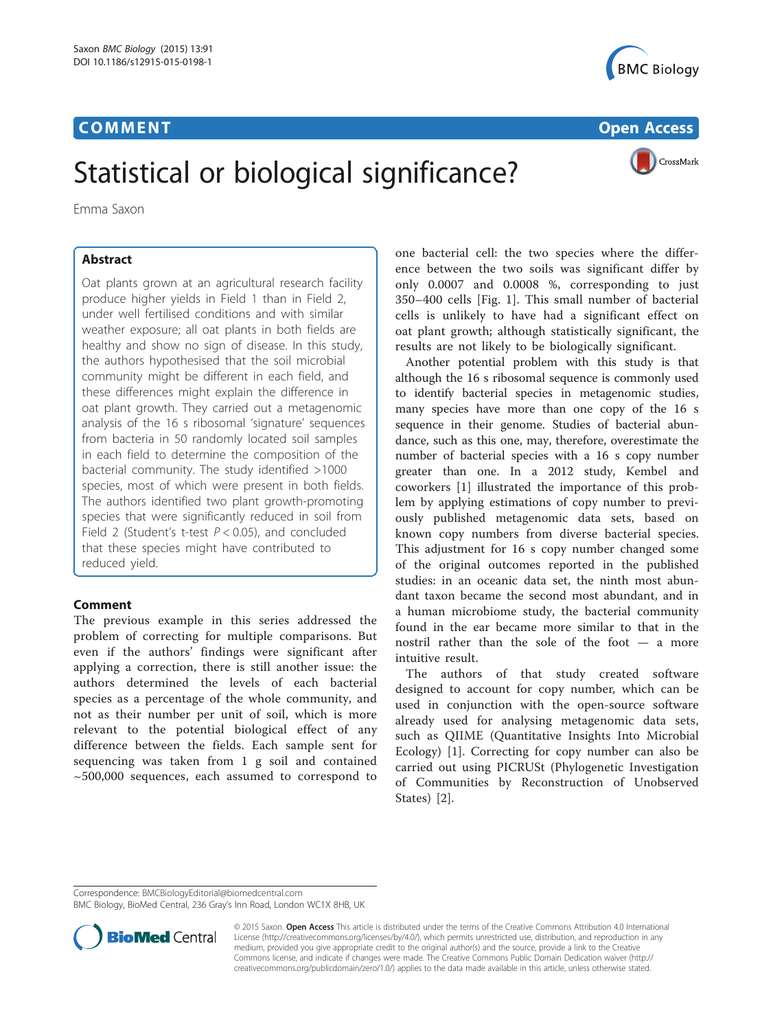## COMMENT

# Statistical or biological significance?

Emma Saxon

### Abstract

Oat plants grown at an agricultural research facility produce higher yields in Field 1 than in Field 2, under well fertilised conditions and with similar weather exposure; all oat plants in both fields are healthy and show no sign of disease. In this study, the authors hypothesised that the soil microbial community might be different in each field, and these differences might explain the difference in oat plant growth. They carried out a metagenomic analysis of the 16 s ribosomal 'signature' sequences from bacteria in 50 randomly located soil samples in each field to determine the composition of the bacterial community. The study identified >1000 species, most of which were present in both fields. The authors identified two plant growth-promoting species that were significantly reduced in soil from Field 2 (Student's t-test $P < 0.05$), and concluded that these species might have contributed to reduced yield.

### Comment

The previous example in this series addressed the problem of correcting for multiple comparisons. But even if the authors' findings were significant after applying a correction, there is still another issue: the authors determined the levels of each bacterial species as a percentage of the whole community, and not as their number per unit of soil, which is more relevant to the potential biological effect of any difference between the fields. Each sample sent for sequencing was taken from 1 g soil and contained ~500,000 sequences, each assumed to correspond to one bacterial cell: the two species where the difference between the two soils was significant differ by only 0.0007 and 0.0008 %, corresponding to just 350–400 cells [Fig. 1]. This small number of bacterial cells is unlikely to have had a significant effect on oat plant growth; although statistically significant, the results are not likely to be biologically significant.

Another potential problem with this study is that although the 16 s ribosomal sequence is commonly used to identify bacterial species in metagenomic studies, many species have more than one copy of the 16 s sequence in their genome. Studies of bacterial abundance, such as this one, may, therefore, overestimate the number of bacterial species with a 16 s copy number greater than one. In a 2012 study, Kembel and coworkers [1] illustrated the importance of this problem by applying estimations of copy number to previously published metagenomic data sets, based on known copy numbers from diverse bacterial species. This adjustment for 16 s copy number changed some of the original outcomes reported in the published studies: in an oceanic data set, the ninth most abundant taxon became the second most abundant, and in a human microbiome study, the bacterial community found in the ear became more similar to that in the nostril rather than the sole of the foot — a more intuitive result.

The authors of that study created software designed to account for copy number, which can be used in conjunction with the open-source software already used for analysing metagenomic data sets, such as QIIME (Quantitative Insights Into Microbial Ecology) [1]. Correcting for copy number can also be carried out using PICRUSt (Phylogenetic Investigation of Communities by Reconstruction of Unobserved States) [2].

Correspondence: BMCBiologyEditorial@biomedcentral.com
BMC Biology, BioMed Central, 236 Gray's Inn Road, London WC1X 8HB, UK

© 2015 Saxon. **Open Access** This article is distributed under the terms of the Creative Commons Attribution 4.0 International License (http://creativecommons.org/licenses/by/4.0/), which permits unrestricted use, distribution, and reproduction in any medium, provided you give appropriate credit to the original author(s) and the source, provide a link to the Creative Commons license, and indicate if changes were made. The Creative Commons Public Domain Dedication waiver (http://creativecommons.org/publicdomain/zero/1.0/) applies to the data made available in this article, unless otherwise stated.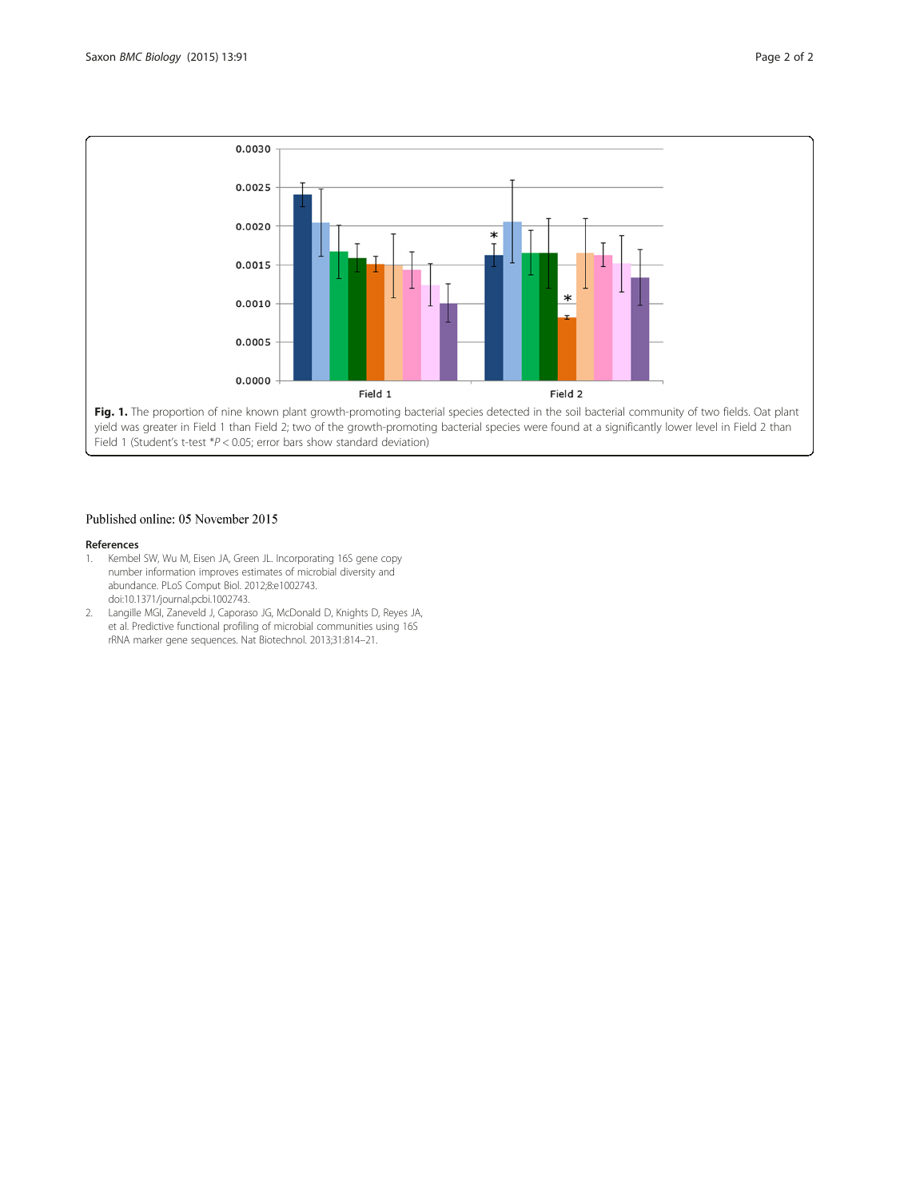0.0030
0.0025
0.0020
0.0015
0.0010
0.0005
0.0000

*

*

Field 1

Field 2

**Fig. 1.** The proportion of nine known plant growth-promoting bacterial species detected in the soil bacterial community of two fields. Oat plant yield was greater in Field 1 than Field 2; two of the growth-promoting bacterial species were found at a significantly lower level in Field 2 than Field 1 (Student's t-test \*$P < 0.05$; error bars show standard deviation)

Published online: 05 November 2015

**References**

1. Kembel SW, Wu M, Eisen JA, Green JL. Incorporating 16S gene copy number information improves estimates of microbial diversity and abundance. PLoS Comput Biol. 2012;8:e1002743. doi:10.1371/journal.pcbi.1002743.
2. Langille MGI, Zaneveld J, Caporaso JG, McDonald D, Knights D, Reyes JA, et al. Predictive functional profiling of microbial communities using 16S rRNA marker gene sequences. Nat Biotechnol. 2013;31:814–21.